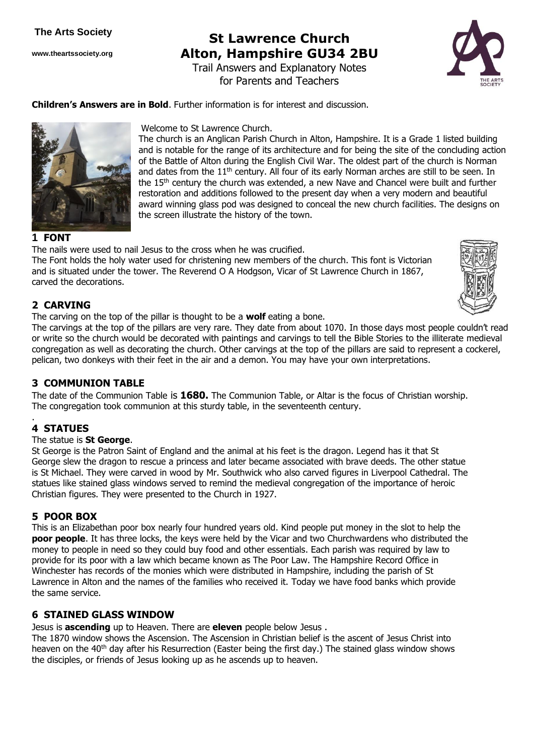**The Arts Society**

**www.theartssociety.org**

# St Lawrence Church Alton, Hampshire GU34 2BU

Trail Answers and Explanatory Notes for Parents and Teachers

**Children's Answers are in Bold**. Further information is for interest and discussion.

Welcome to St Lawrence Church.

The church is an Anglican Parish Church in Alton, Hampshire. It is a Grade 1 listed building and is notable for the range of its architecture and for being the site of the concluding action of the Battle of Alton during the English Civil War. The oldest part of the church is Norman and dates from the 11th century. All four of its early Norman arches are still to be seen. In the 15th century the church was extended, a new Nave and Chancel were built and further restoration and additions followed to the present day when a very modern and beautiful award winning glass pod was designed to conceal the new church facilities. The designs on the screen illustrate the history of the town.

## 1 FONT

The nails were used to nail Jesus to the cross when he was crucified.

The Font holds the holy water used for christening new members of the church. This font is Victorian and is situated under the tower. The Reverend O A Hodgson, Vicar of St Lawrence Church in 1867, carved the decorations.

## 2 CARVING

The carving on the top of the pillar is thought to be a **wolf** eating a bone.

The carvings at the top of the pillars are very rare. They date from about 1070. In those days most people couldn't read or write so the church would be decorated with paintings and carvings to tell the Bible Stories to the illiterate medieval congregation as well as decorating the church. Other carvings at the top of the pillars are said to represent a cockerel, pelican, two donkeys with their feet in the air and a demon. You may have your own interpretations.

## 3 COMMUNION TABLE

The date of the Communion Table is **1680.** The Communion Table, or Altar is the focus of Christian worship. The congregation took communion at this sturdy table, in the seventeenth century.

## 4 STATUES

The statue is **St George**.

St George is the Patron Saint of England and the animal at his feet is the dragon. Legend has it that St George slew the dragon to rescue a princess and later became associated with brave deeds. The other statue is St Michael. They were carved in wood by Mr. Southwick who also carved figures in Liverpool Cathedral. The statues like stained glass windows served to remind the medieval congregation of the importance of heroic Christian figures. They were presented to the Church in 1927.

## 5 POOR BOX

This is an Elizabethan poor box nearly four hundred years old. Kind people put money in the slot to help the **poor people**. It has three locks, the keys were held by the Vicar and two Churchwardens who distributed the money to people in need so they could buy food and other essentials. Each parish was required by law to provide for its poor with a law which became known as The Poor Law. The Hampshire Record Office in Winchester has records of the monies which were distributed in Hampshire, including the parish of St Lawrence in Alton and the names of the families who received it. Today we have food banks which provide the same service.

## 6 STAINED GLASS WINDOW

Jesus is **ascending** up to Heaven. There are **eleven** people below Jesus .

The 1870 window shows the Ascension. The Ascension in Christian belief is the ascent of Jesus Christ into heaven on the 40th day after his Resurrection (Easter being the first day.) The stained glass window shows the disciples, or friends of Jesus looking up as he ascends up to heaven.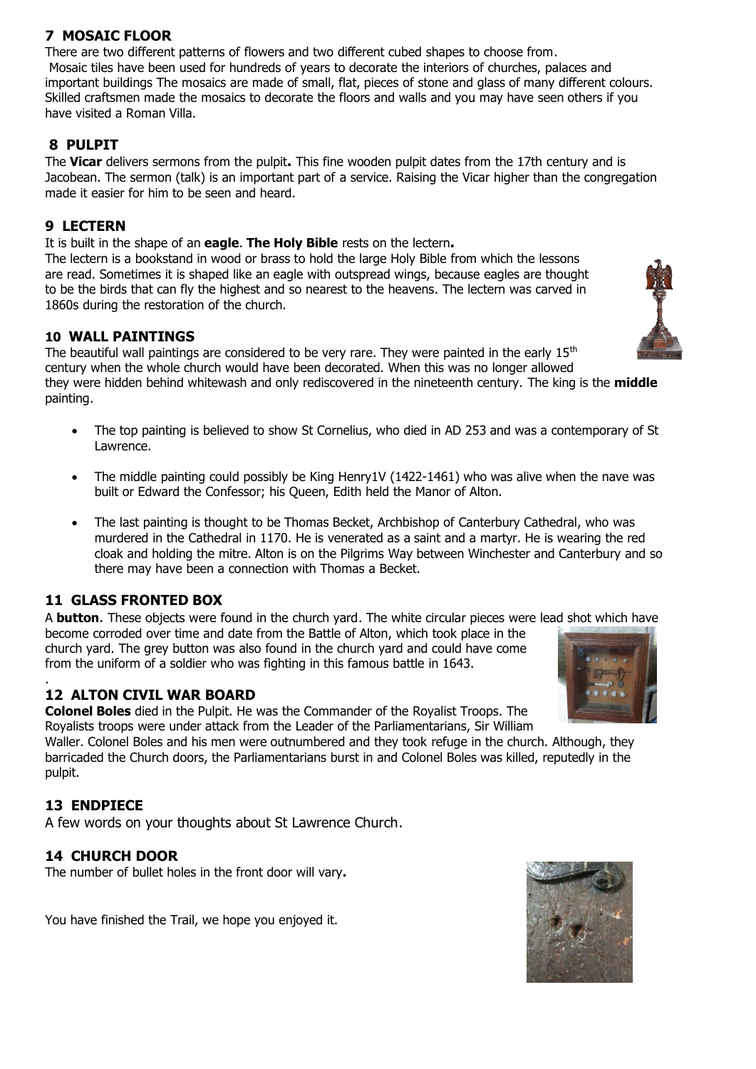## 7 MOSAIC FLOOR

There are two different patterns of flowers and two different cubed shapes to choose from.
Mosaic tiles have been used for hundreds of years to decorate the interiors of churches, palaces and important buildings The mosaics are made of small, flat, pieces of stone and glass of many different colours. Skilled craftsmen made the mosaics to decorate the floors and walls and you may have seen others if you have visited a Roman Villa.

## 8 PULPIT

The **Vicar** delivers sermons from the pulpit**.** This fine wooden pulpit dates from the 17th century and is Jacobean. The sermon (talk) is an important part of a service. Raising the Vicar higher than the congregation made it easier for him to be seen and heard.

## 9 LECTERN

It is built in the shape of an **eagle**. **The Holy Bible** rests on the lectern**.**
The lectern is a bookstand in wood or brass to hold the large Holy Bible from which the lessons are read. Sometimes it is shaped like an eagle with outspread wings, because eagles are thought to be the birds that can fly the highest and so nearest to the heavens. The lectern was carved in 1860s during the restoration of the church.

## 10 WALL PAINTINGS

The beautiful wall paintings are considered to be very rare. They were painted in the early 15th century when the whole church would have been decorated. When this was no longer allowed they were hidden behind whitewash and only rediscovered in the nineteenth century. The king is the **middle** painting.

- The top painting is believed to show St Cornelius, who died in AD 253 and was a contemporary of St Lawrence.
- The middle painting could possibly be King Henry1V (1422-1461) who was alive when the nave was built or Edward the Confessor; his Queen, Edith held the Manor of Alton.
- The last painting is thought to be Thomas Becket, Archbishop of Canterbury Cathedral, who was murdered in the Cathedral in 1170. He is venerated as a saint and a martyr. He is wearing the red cloak and holding the mitre. Alton is on the Pilgrims Way between Winchester and Canterbury and so there may have been a connection with Thomas a Becket.

## 11 GLASS FRONTED BOX

A **button**. These objects were found in the church yard. The white circular pieces were lead shot which have become corroded over time and date from the Battle of Alton, which took place in the church yard. The grey button was also found in the church yard and could have come from the uniform of a soldier who was fighting in this famous battle in 1643.

## 12 ALTON CIVIL WAR BOARD

**Colonel Boles** died in the Pulpit. He was the Commander of the Royalist Troops. The Royalists troops were under attack from the Leader of the Parliamentarians, Sir William Waller. Colonel Boles and his men were outnumbered and they took refuge in the church. Although, they barricaded the Church doors, the Parliamentarians burst in and Colonel Boles was killed, reputedly in the pulpit.

## 13 ENDPIECE

A few words on your thoughts about St Lawrence Church.

## 14 CHURCH DOOR

The number of bullet holes in the front door will vary**.**

You have finished the Trail, we hope you enjoyed it.